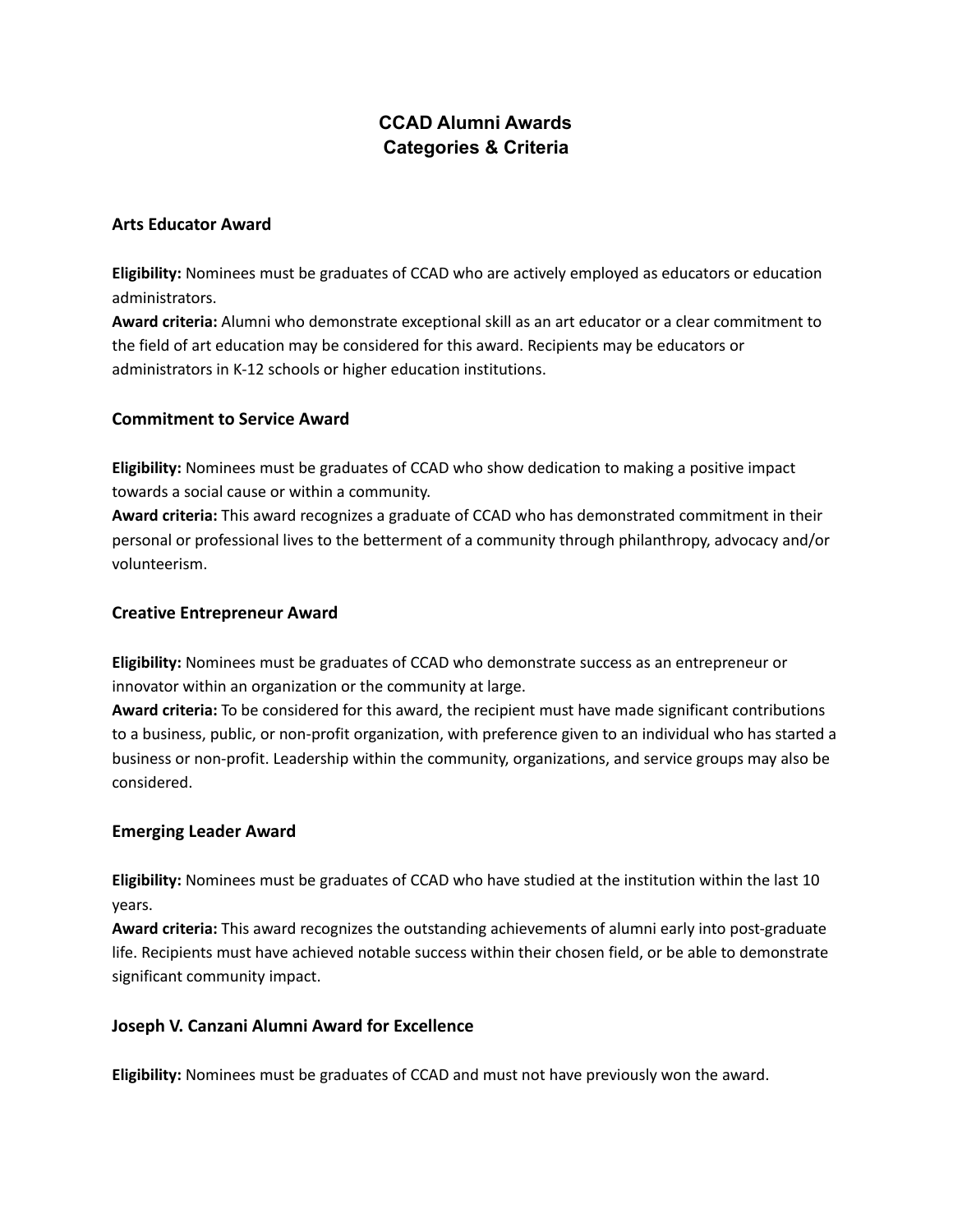# CCAD Alumni Awards
# Categories & Criteria

### Arts Educator Award

**Eligibility:** Nominees must be graduates of CCAD who are actively employed as educators or education administrators.
**Award criteria:** Alumni who demonstrate exceptional skill as an art educator or a clear commitment to the field of art education may be considered for this award. Recipients may be educators or administrators in K-12 schools or higher education institutions.

### Commitment to Service Award

**Eligibility:** Nominees must be graduates of CCAD who show dedication to making a positive impact towards a social cause or within a community.
**Award criteria:** This award recognizes a graduate of CCAD who has demonstrated commitment in their personal or professional lives to the betterment of a community through philanthropy, advocacy and/or volunteerism.

### Creative Entrepreneur Award

**Eligibility:** Nominees must be graduates of CCAD who demonstrate success as an entrepreneur or innovator within an organization or the community at large.
**Award criteria:** To be considered for this award, the recipient must have made significant contributions to a business, public, or non-profit organization, with preference given to an individual who has started a business or non-profit. Leadership within the community, organizations, and service groups may also be considered.

### Emerging Leader Award

**Eligibility:** Nominees must be graduates of CCAD who have studied at the institution within the last 10 years.
**Award criteria:** This award recognizes the outstanding achievements of alumni early into post-graduate life. Recipients must have achieved notable success within their chosen field, or be able to demonstrate significant community impact.

### Joseph V. Canzani Alumni Award for Excellence

**Eligibility:** Nominees must be graduates of CCAD and must not have previously won the award.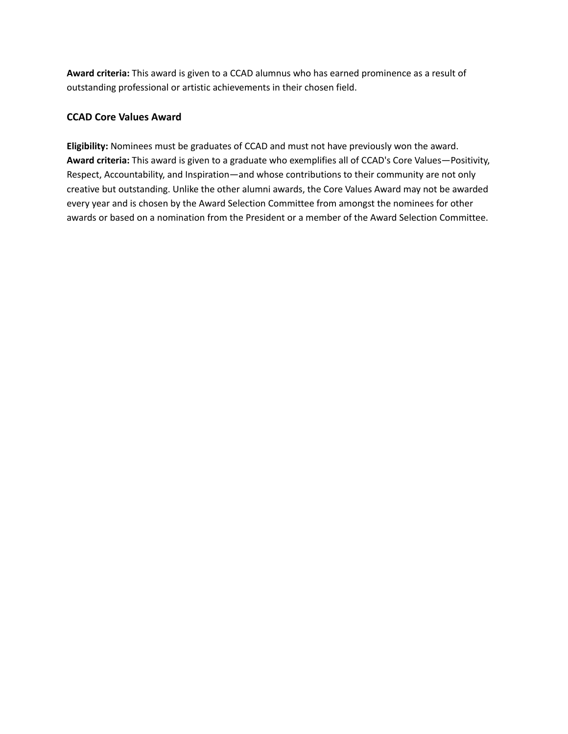**Award criteria:** This award is given to a CCAD alumnus who has earned prominence as a result of outstanding professional or artistic achievements in their chosen field.

### CCAD Core Values Award

**Eligibility:** Nominees must be graduates of CCAD and must not have previously won the award.
**Award criteria:** This award is given to a graduate who exemplifies all of CCAD's Core Values—Positivity, Respect, Accountability, and Inspiration—and whose contributions to their community are not only creative but outstanding. Unlike the other alumni awards, the Core Values Award may not be awarded every year and is chosen by the Award Selection Committee from amongst the nominees for other awards or based on a nomination from the President or a member of the Award Selection Committee.